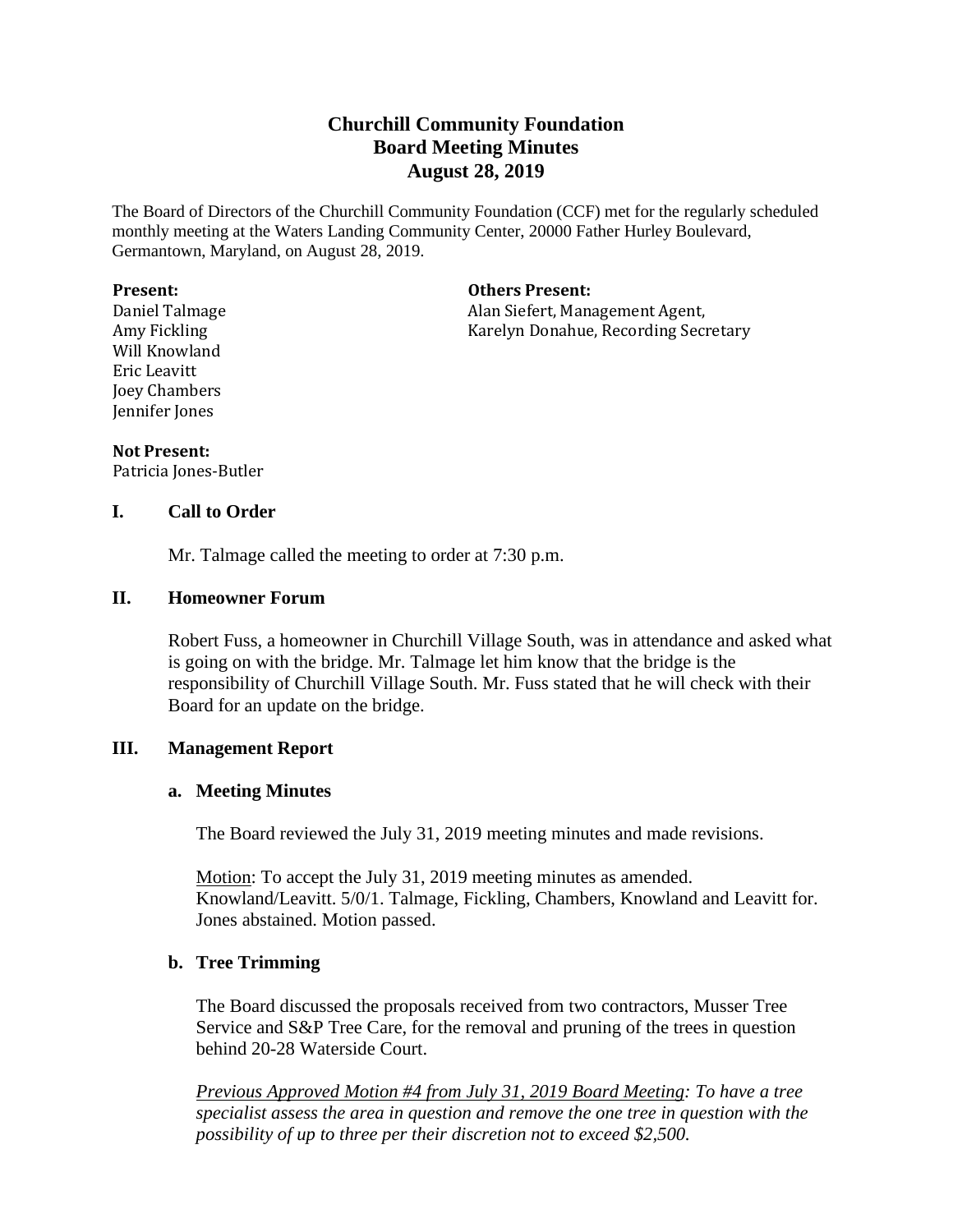# Churchill Community Foundation
# Board Meeting Minutes
# August 28, 2019

The Board of Directors of the Churchill Community Foundation (CCF) met for the regularly scheduled monthly meeting at the Waters Landing Community Center, 20000 Father Hurley Boulevard, Germantown, Maryland, on August 28, 2019.

**Present:**
Daniel Talmage
Amy Fickling
Will Knowland
Eric Leavitt
Joey Chambers
Jennifer Jones

**Others Present:**
Alan Siefert, Management Agent,
Karelyn Donahue, Recording Secretary

**Not Present:**
Patricia Jones-Butler

## I. Call to Order

Mr. Talmage called the meeting to order at 7:30 p.m.

## II. Homeowner Forum

Robert Fuss, a homeowner in Churchill Village South, was in attendance and asked what is going on with the bridge. Mr. Talmage let him know that the bridge is the responsibility of Churchill Village South. Mr. Fuss stated that he will check with their Board for an update on the bridge.

## III. Management Report

### a. Meeting Minutes

The Board reviewed the July 31, 2019 meeting minutes and made revisions.

<u>Motion</u>: To accept the July 31, 2019 meeting minutes as amended. Knowland/Leavitt. 5/0/1. Talmage, Fickling, Chambers, Knowland and Leavitt for. Jones abstained. Motion passed.

### b. Tree Trimming

The Board discussed the proposals received from two contractors, Musser Tree Service and S&P Tree Care, for the removal and pruning of the trees in question behind 20-28 Waterside Court.

*<u>Previous Approved Motion #4 from July 31, 2019 Board Meeting</u>: To have a tree specialist assess the area in question and remove the one tree in question with the possibility of up to three per their discretion not to exceed $2,500.*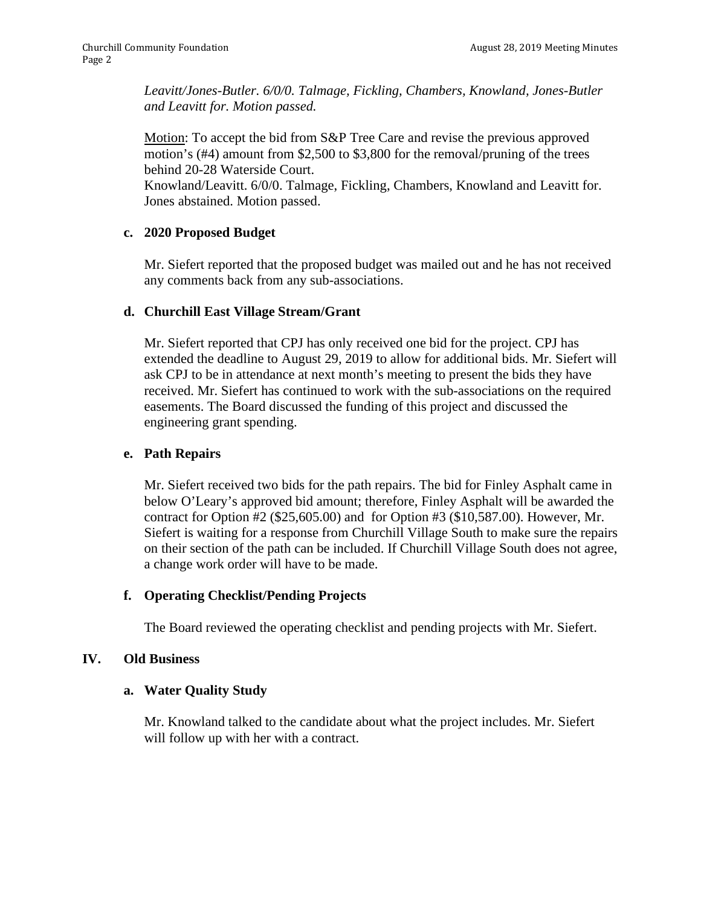*Leavitt/Jones-Butler. 6/0/0. Talmage, Fickling, Chambers, Knowland, Jones-Butler and Leavitt for. Motion passed.*

Motion: To accept the bid from S&P Tree Care and revise the previous approved motion's (#4) amount from $2,500 to $3,800 for the removal/pruning of the trees behind 20-28 Waterside Court.
Knowland/Leavitt. 6/0/0. Talmage, Fickling, Chambers, Knowland and Leavitt for. Jones abstained. Motion passed.

**c. 2020 Proposed Budget**

Mr. Siefert reported that the proposed budget was mailed out and he has not received any comments back from any sub-associations.

**d. Churchill East Village Stream/Grant**

Mr. Siefert reported that CPJ has only received one bid for the project. CPJ has extended the deadline to August 29, 2019 to allow for additional bids. Mr. Siefert will ask CPJ to be in attendance at next month's meeting to present the bids they have received. Mr. Siefert has continued to work with the sub-associations on the required easements. The Board discussed the funding of this project and discussed the engineering grant spending.

**e. Path Repairs**

Mr. Siefert received two bids for the path repairs. The bid for Finley Asphalt came in below O'Leary's approved bid amount; therefore, Finley Asphalt will be awarded the contract for Option #2 ($25,605.00) and for Option #3 ($10,587.00). However, Mr. Siefert is waiting for a response from Churchill Village South to make sure the repairs on their section of the path can be included. If Churchill Village South does not agree, a change work order will have to be made.

**f. Operating Checklist/Pending Projects**

The Board reviewed the operating checklist and pending projects with Mr. Siefert.

## IV. Old Business

**a. Water Quality Study**

Mr. Knowland talked to the candidate about what the project includes. Mr. Siefert will follow up with her with a contract.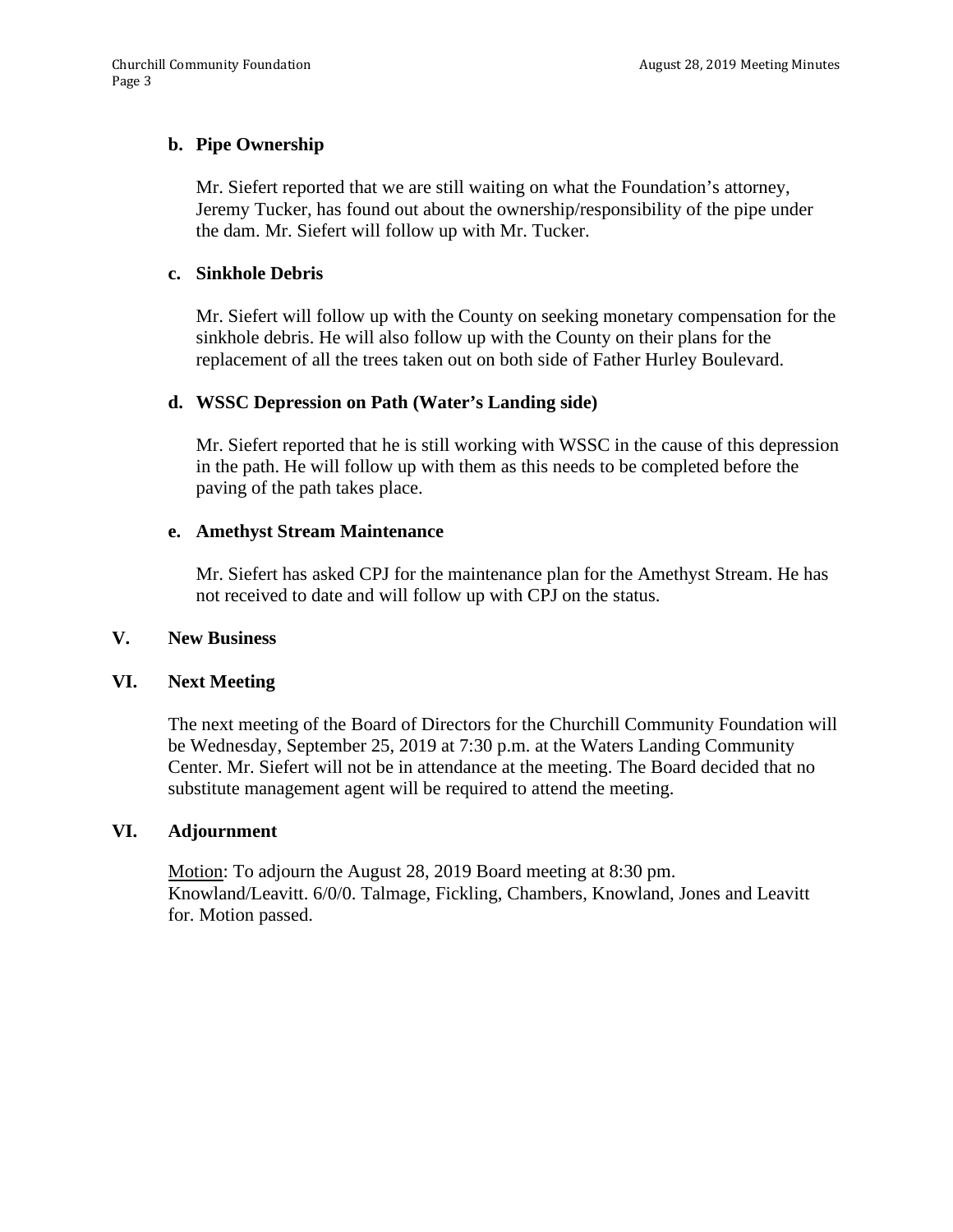**b. Pipe Ownership**

Mr. Siefert reported that we are still waiting on what the Foundation's attorney, Jeremy Tucker, has found out about the ownership/responsibility of the pipe under the dam. Mr. Siefert will follow up with Mr. Tucker.

**c. Sinkhole Debris**

Mr. Siefert will follow up with the County on seeking monetary compensation for the sinkhole debris. He will also follow up with the County on their plans for the replacement of all the trees taken out on both side of Father Hurley Boulevard.

**d. WSSC Depression on Path (Water's Landing side)**

Mr. Siefert reported that he is still working with WSSC in the cause of this depression in the path. He will follow up with them as this needs to be completed before the paving of the path takes place.

**e. Amethyst Stream Maintenance**

Mr. Siefert has asked CPJ for the maintenance plan for the Amethyst Stream. He has not received to date and will follow up with CPJ on the status.

## V. New Business

## VI. Next Meeting

The next meeting of the Board of Directors for the Churchill Community Foundation will be Wednesday, September 25, 2019 at 7:30 p.m. at the Waters Landing Community Center. Mr. Siefert will not be in attendance at the meeting. The Board decided that no substitute management agent will be required to attend the meeting.

## VI. Adjournment

Motion: To adjourn the August 28, 2019 Board meeting at 8:30 pm. Knowland/Leavitt. 6/0/0. Talmage, Fickling, Chambers, Knowland, Jones and Leavitt for. Motion passed.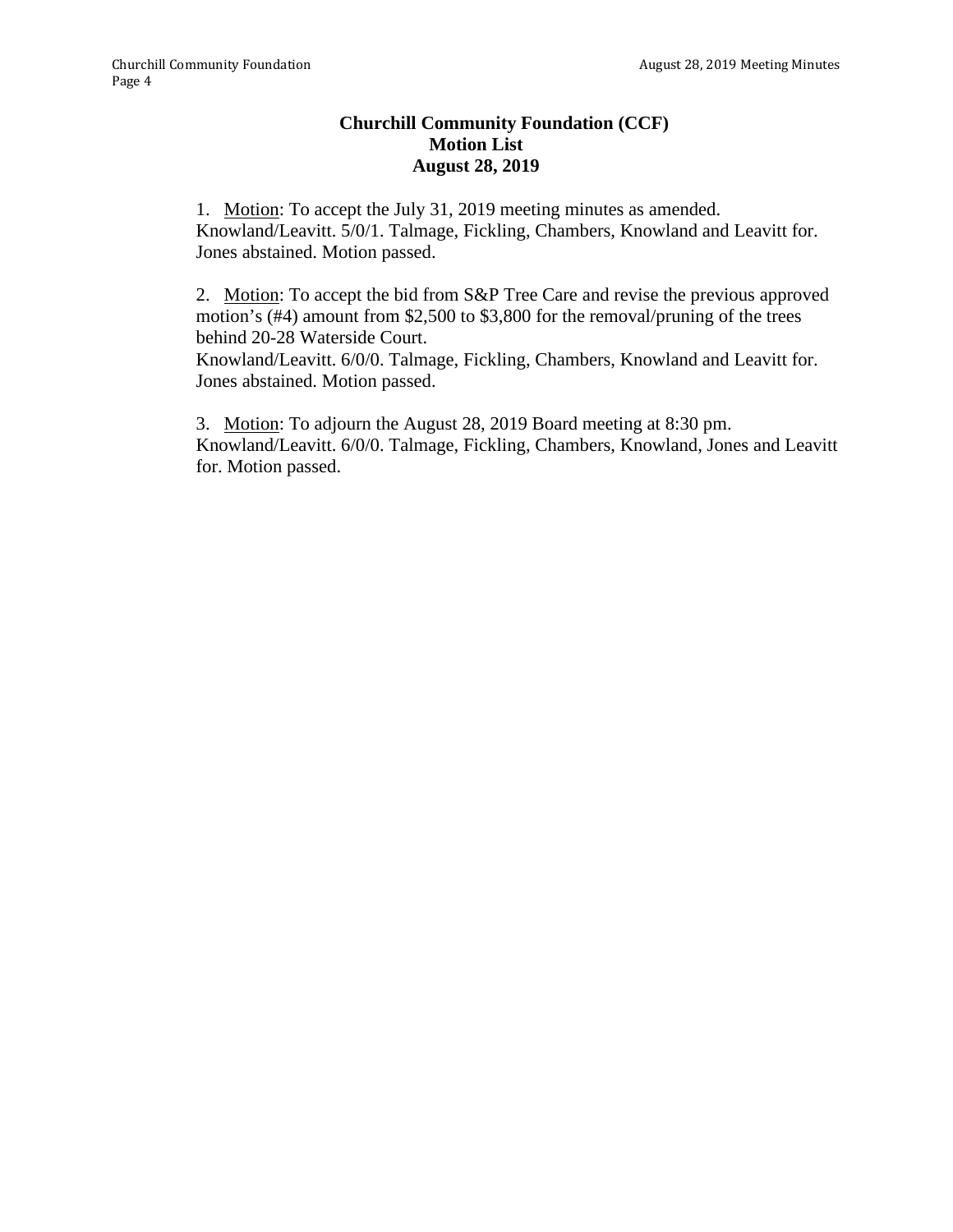**Churchill Community Foundation (CCF)**
**Motion List**
**August 28, 2019**

1. Motion: To accept the July 31, 2019 meeting minutes as amended. Knowland/Leavitt. 5/0/1. Talmage, Fickling, Chambers, Knowland and Leavitt for. Jones abstained. Motion passed.

2. Motion: To accept the bid from S&P Tree Care and revise the previous approved motion's (#4) amount from $2,500 to $3,800 for the removal/pruning of the trees behind 20-28 Waterside Court.
Knowland/Leavitt. 6/0/0. Talmage, Fickling, Chambers, Knowland and Leavitt for. Jones abstained. Motion passed.

3. Motion: To adjourn the August 28, 2019 Board meeting at 8:30 pm. Knowland/Leavitt. 6/0/0. Talmage, Fickling, Chambers, Knowland, Jones and Leavitt for. Motion passed.